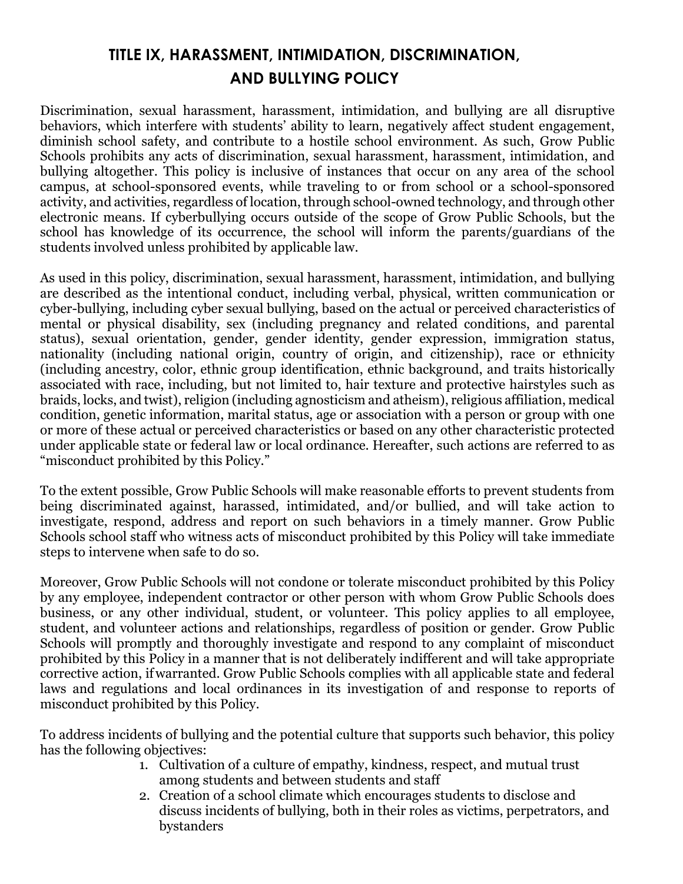# TITLE IX, HARASSMENT, INTIMIDATION, DISCRIMINATION, AND BULLYING POLICY

Discrimination, sexual harassment, harassment, intimidation, and bullying are all disruptive behaviors, which interfere with students' ability to learn, negatively affect student engagement, diminish school safety, and contribute to a hostile school environment. As such, Grow Public Schools prohibits any acts of discrimination, sexual harassment, harassment, intimidation, and bullying altogether. This policy is inclusive of instances that occur on any area of the school campus, at school-sponsored events, while traveling to or from school or a school-sponsored activity, and activities, regardless of location, through school-owned technology, and through other electronic means. If cyberbullying occurs outside of the scope of Grow Public Schools, but the school has knowledge of its occurrence, the school will inform the parents/guardians of the students involved unless prohibited by applicable law.

As used in this policy, discrimination, sexual harassment, harassment, intimidation, and bullying are described as the intentional conduct, including verbal, physical, written communication or cyber-bullying, including cyber sexual bullying, based on the actual or perceived characteristics of mental or physical disability, sex (including pregnancy and related conditions, and parental status), sexual orientation, gender, gender identity, gender expression, immigration status, nationality (including national origin, country of origin, and citizenship), race or ethnicity (including ancestry, color, ethnic group identification, ethnic background, and traits historically associated with race, including, but not limited to, hair texture and protective hairstyles such as braids, locks, and twist), religion (including agnosticism and atheism), religious affiliation, medical condition, genetic information, marital status, age or association with a person or group with one or more of these actual or perceived characteristics or based on any other characteristic protected under applicable state or federal law or local ordinance. Hereafter, such actions are referred to as "misconduct prohibited by this Policy."

To the extent possible, Grow Public Schools will make reasonable efforts to prevent students from being discriminated against, harassed, intimidated, and/or bullied, and will take action to investigate, respond, address and report on such behaviors in a timely manner. Grow Public Schools school staff who witness acts of misconduct prohibited by this Policy will take immediate steps to intervene when safe to do so.

Moreover, Grow Public Schools will not condone or tolerate misconduct prohibited by this Policy by any employee, independent contractor or other person with whom Grow Public Schools does business, or any other individual, student, or volunteer. This policy applies to all employee, student, and volunteer actions and relationships, regardless of position or gender. Grow Public Schools will promptly and thoroughly investigate and respond to any complaint of misconduct prohibited by this Policy in a manner that is not deliberately indifferent and will take appropriate corrective action, if warranted. Grow Public Schools complies with all applicable state and federal laws and regulations and local ordinances in its investigation of and response to reports of misconduct prohibited by this Policy.

To address incidents of bullying and the potential culture that supports such behavior, this policy has the following objectives:

1. Cultivation of a culture of empathy, kindness, respect, and mutual trust among students and between students and staff
2. Creation of a school climate which encourages students to disclose and discuss incidents of bullying, both in their roles as victims, perpetrators, and bystanders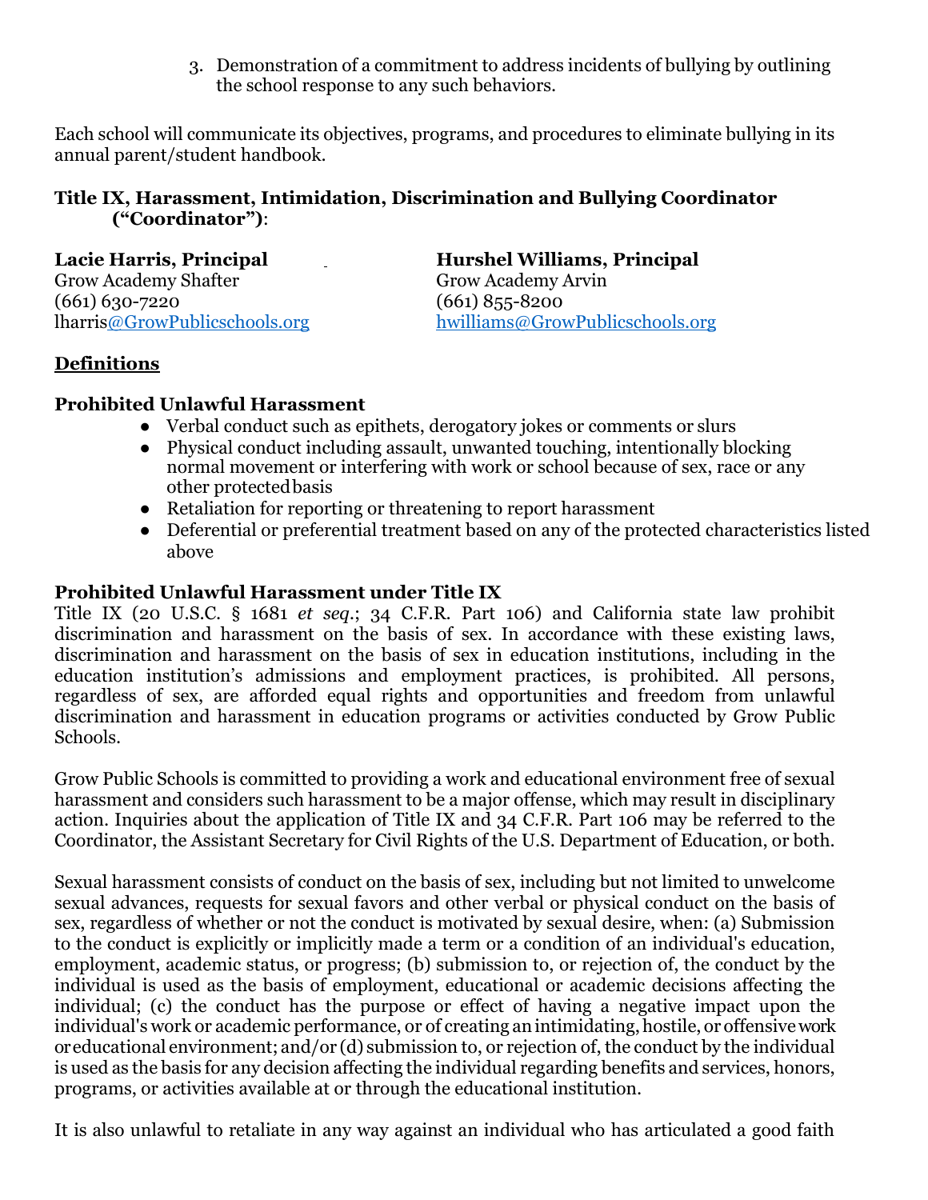3. Demonstration of a commitment to address incidents of bullying by outlining the school response to any such behaviors.

Each school will communicate its objectives, programs, and procedures to eliminate bullying in its annual parent/student handbook.

**Title IX, Harassment, Intimidation, Discrimination and Bullying Coordinator ("Coordinator")**:

**Lacie Harris, Principal**
Grow Academy Shafter
(661) 630-7220
lharris@GrowPublicschools.org

**Hurshel Williams, Principal**
Grow Academy Arvin
(661) 855-8200
hwilliams@GrowPublicschools.org

## Definitions

### Prohibited Unlawful Harassment

- Verbal conduct such as epithets, derogatory jokes or comments or slurs
- Physical conduct including assault, unwanted touching, intentionally blocking normal movement or interfering with work or school because of sex, race or any other protected basis
- Retaliation for reporting or threatening to report harassment
- Deferential or preferential treatment based on any of the protected characteristics listed above

### Prohibited Unlawful Harassment under Title IX

Title IX (20 U.S.C. § 1681 *et seq.*; 34 C.F.R. Part 106) and California state law prohibit discrimination and harassment on the basis of sex. In accordance with these existing laws, discrimination and harassment on the basis of sex in education institutions, including in the education institution's admissions and employment practices, is prohibited. All persons, regardless of sex, are afforded equal rights and opportunities and freedom from unlawful discrimination and harassment in education programs or activities conducted by Grow Public Schools.

Grow Public Schools is committed to providing a work and educational environment free of sexual harassment and considers such harassment to be a major offense, which may result in disciplinary action. Inquiries about the application of Title IX and 34 C.F.R. Part 106 may be referred to the Coordinator, the Assistant Secretary for Civil Rights of the U.S. Department of Education, or both.

Sexual harassment consists of conduct on the basis of sex, including but not limited to unwelcome sexual advances, requests for sexual favors and other verbal or physical conduct on the basis of sex, regardless of whether or not the conduct is motivated by sexual desire, when: (a) Submission to the conduct is explicitly or implicitly made a term or a condition of an individual's education, employment, academic status, or progress; (b) submission to, or rejection of, the conduct by the individual is used as the basis of employment, educational or academic decisions affecting the individual; (c) the conduct has the purpose or effect of having a negative impact upon the individual's work or academic performance, or of creating an intimidating, hostile, or offensive work or educational environment; and/or (d) submission to, or rejection of, the conduct by the individual is used as the basis for any decision affecting the individual regarding benefits and services, honors, programs, or activities available at or through the educational institution.

It is also unlawful to retaliate in any way against an individual who has articulated a good faith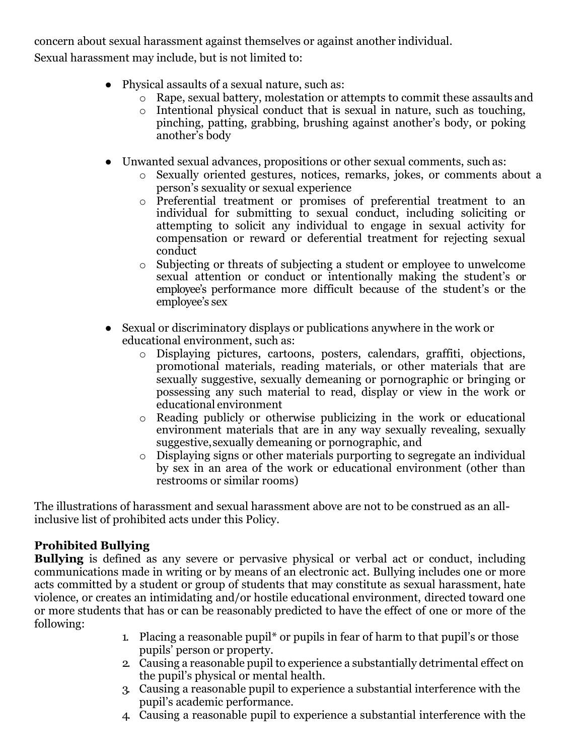concern about sexual harassment against themselves or against another individual.

Sexual harassment may include, but is not limited to:

- Physical assaults of a sexual nature, such as:
  - Rape, sexual battery, molestation or attempts to commit these assaults and
  - Intentional physical conduct that is sexual in nature, such as touching, pinching, patting, grabbing, brushing against another's body, or poking another's body
- Unwanted sexual advances, propositions or other sexual comments, such as:
  - Sexually oriented gestures, notices, remarks, jokes, or comments about a person's sexuality or sexual experience
  - Preferential treatment or promises of preferential treatment to an individual for submitting to sexual conduct, including soliciting or attempting to solicit any individual to engage in sexual activity for compensation or reward or deferential treatment for rejecting sexual conduct
  - Subjecting or threats of subjecting a student or employee to unwelcome sexual attention or conduct or intentionally making the student's or employee's performance more difficult because of the student's or the employee's sex
- Sexual or discriminatory displays or publications anywhere in the work or educational environment, such as:
  - Displaying pictures, cartoons, posters, calendars, graffiti, objections, promotional materials, reading materials, or other materials that are sexually suggestive, sexually demeaning or pornographic or bringing or possessing any such material to read, display or view in the work or educational environment
  - Reading publicly or otherwise publicizing in the work or educational environment materials that are in any way sexually revealing, sexually suggestive, sexually demeaning or pornographic, and
  - Displaying signs or other materials purporting to segregate an individual by sex in an area of the work or educational environment (other than restrooms or similar rooms)

The illustrations of harassment and sexual harassment above are not to be construed as an all-inclusive list of prohibited acts under this Policy.

### Prohibited Bullying

**Bullying** is defined as any severe or pervasive physical or verbal act or conduct, including communications made in writing or by means of an electronic act. Bullying includes one or more acts committed by a student or group of students that may constitute as sexual harassment, hate violence, or creates an intimidating and/or hostile educational environment, directed toward one or more students that has or can be reasonably predicted to have the effect of one or more of the following:

1. Placing a reasonable pupil* or pupils in fear of harm to that pupil's or those pupils' person or property.
2. Causing a reasonable pupil to experience a substantially detrimental effect on the pupil's physical or mental health.
3. Causing a reasonable pupil to experience a substantial interference with the pupil's academic performance.
4. Causing a reasonable pupil to experience a substantial interference with the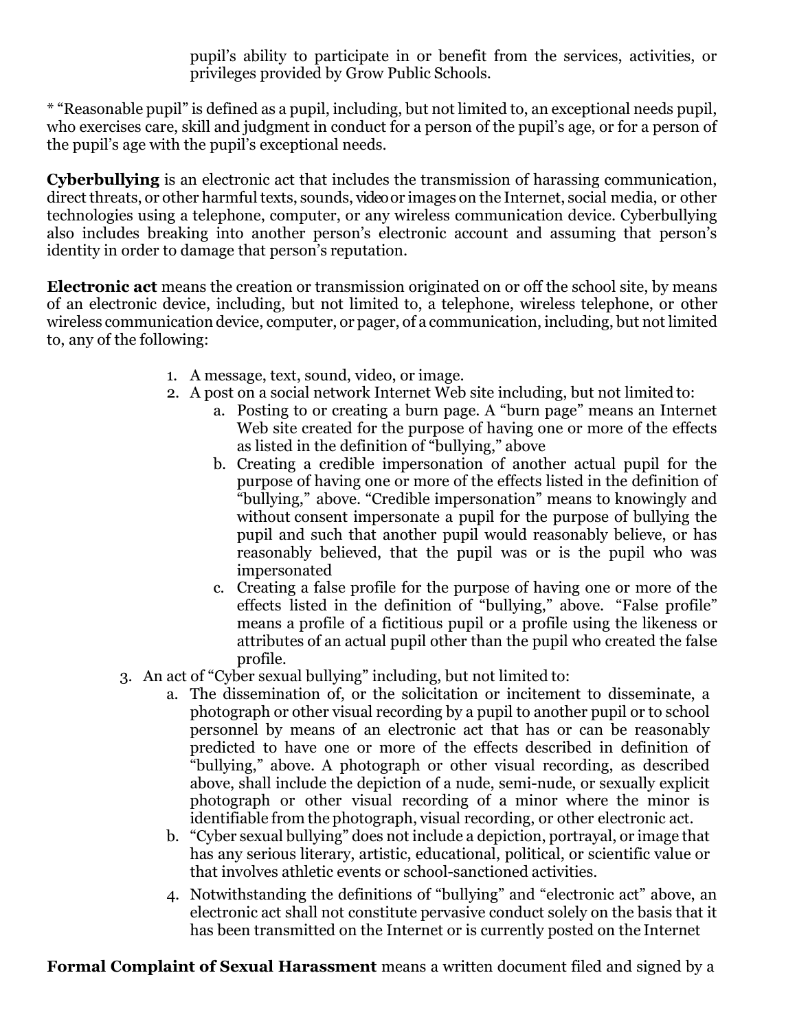pupil's ability to participate in or benefit from the services, activities, or privileges provided by Grow Public Schools.

* "Reasonable pupil" is defined as a pupil, including, but not limited to, an exceptional needs pupil, who exercises care, skill and judgment in conduct for a person of the pupil's age, or for a person of the pupil's age with the pupil's exceptional needs.

**Cyberbullying** is an electronic act that includes the transmission of harassing communication, direct threats, or other harmful texts, sounds, video or images on the Internet, social media, or other technologies using a telephone, computer, or any wireless communication device. Cyberbullying also includes breaking into another person's electronic account and assuming that person's identity in order to damage that person's reputation.

**Electronic act** means the creation or transmission originated on or off the school site, by means of an electronic device, including, but not limited to, a telephone, wireless telephone, or other wireless communication device, computer, or pager, of a communication, including, but not limited to, any of the following:

1. A message, text, sound, video, or image.
2. A post on a social network Internet Web site including, but not limited to:
   a. Posting to or creating a burn page. A "burn page" means an Internet Web site created for the purpose of having one or more of the effects as listed in the definition of "bullying," above
   b. Creating a credible impersonation of another actual pupil for the purpose of having one or more of the effects listed in the definition of "bullying," above. "Credible impersonation" means to knowingly and without consent impersonate a pupil for the purpose of bullying the pupil and such that another pupil would reasonably believe, or has reasonably believed, that the pupil was or is the pupil who was impersonated
   c. Creating a false profile for the purpose of having one or more of the effects listed in the definition of "bullying," above. "False profile" means a profile of a fictitious pupil or a profile using the likeness or attributes of an actual pupil other than the pupil who created the false profile.
3. An act of "Cyber sexual bullying" including, but not limited to:
   a. The dissemination of, or the solicitation or incitement to disseminate, a photograph or other visual recording by a pupil to another pupil or to school personnel by means of an electronic act that has or can be reasonably predicted to have one or more of the effects described in definition of "bullying," above. A photograph or other visual recording, as described above, shall include the depiction of a nude, semi-nude, or sexually explicit photograph or other visual recording of a minor where the minor is identifiable from the photograph, visual recording, or other electronic act.
   b. "Cyber sexual bullying" does not include a depiction, portrayal, or image that has any serious literary, artistic, educational, political, or scientific value or that involves athletic events or school-sanctioned activities.
4. Notwithstanding the definitions of "bullying" and "electronic act" above, an electronic act shall not constitute pervasive conduct solely on the basis that it has been transmitted on the Internet or is currently posted on the Internet

**Formal Complaint of Sexual Harassment** means a written document filed and signed by a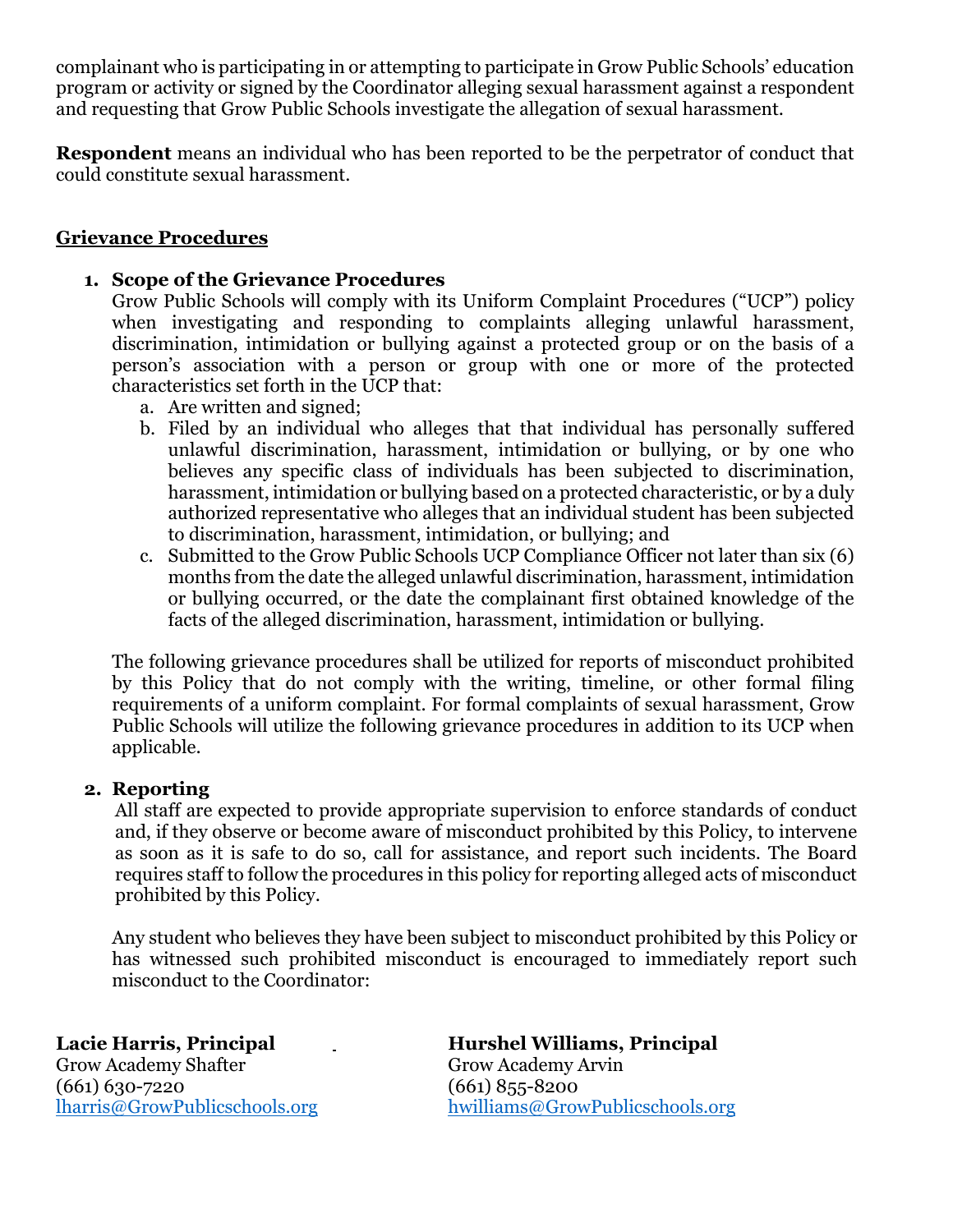complainant who is participating in or attempting to participate in Grow Public Schools' education program or activity or signed by the Coordinator alleging sexual harassment against a respondent and requesting that Grow Public Schools investigate the allegation of sexual harassment.

**Respondent** means an individual who has been reported to be the perpetrator of conduct that could constitute sexual harassment.

## Grievance Procedures

1. **Scope of the Grievance Procedures**
   Grow Public Schools will comply with its Uniform Complaint Procedures ("UCP") policy when investigating and responding to complaints alleging unlawful harassment, discrimination, intimidation or bullying against a protected group or on the basis of a person's association with a person or group with one or more of the protected characteristics set forth in the UCP that:
   a. Are written and signed;
   b. Filed by an individual who alleges that that individual has personally suffered unlawful discrimination, harassment, intimidation or bullying, or by one who believes any specific class of individuals has been subjected to discrimination, harassment, intimidation or bullying based on a protected characteristic, or by a duly authorized representative who alleges that an individual student has been subjected to discrimination, harassment, intimidation, or bullying; and
   c. Submitted to the Grow Public Schools UCP Compliance Officer not later than six (6) months from the date the alleged unlawful discrimination, harassment, intimidation or bullying occurred, or the date the complainant first obtained knowledge of the facts of the alleged discrimination, harassment, intimidation or bullying.

   The following grievance procedures shall be utilized for reports of misconduct prohibited by this Policy that do not comply with the writing, timeline, or other formal filing requirements of a uniform complaint. For formal complaints of sexual harassment, Grow Public Schools will utilize the following grievance procedures in addition to its UCP when applicable.

2. **Reporting**
   All staff are expected to provide appropriate supervision to enforce standards of conduct and, if they observe or become aware of misconduct prohibited by this Policy, to intervene as soon as it is safe to do so, call for assistance, and report such incidents. The Board requires staff to follow the procedures in this policy for reporting alleged acts of misconduct prohibited by this Policy.

   Any student who believes they have been subject to misconduct prohibited by this Policy or has witnessed such prohibited misconduct is encouraged to immediately report such misconduct to the Coordinator:

**Lacie Harris, Principal**
Grow Academy Shafter
(661) 630-7220
lharris@GrowPublicschools.org

**Hurshel Williams, Principal**
Grow Academy Arvin
(661) 855-8200
hwilliams@GrowPublicschools.org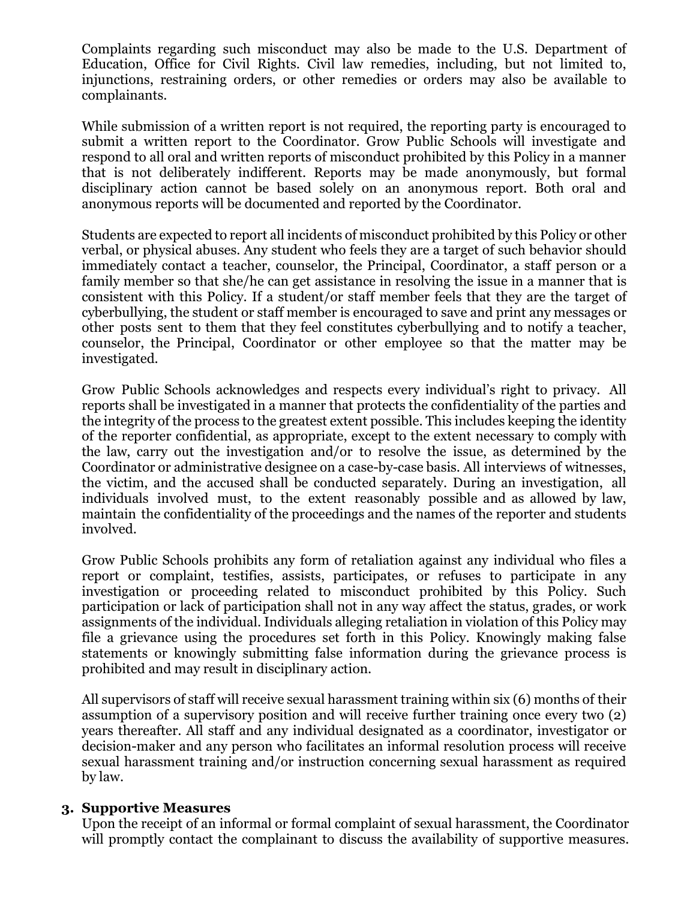Complaints regarding such misconduct may also be made to the U.S. Department of Education, Office for Civil Rights. Civil law remedies, including, but not limited to, injunctions, restraining orders, or other remedies or orders may also be available to complainants.

While submission of a written report is not required, the reporting party is encouraged to submit a written report to the Coordinator. Grow Public Schools will investigate and respond to all oral and written reports of misconduct prohibited by this Policy in a manner that is not deliberately indifferent. Reports may be made anonymously, but formal disciplinary action cannot be based solely on an anonymous report. Both oral and anonymous reports will be documented and reported by the Coordinator.

Students are expected to report all incidents of misconduct prohibited by this Policy or other verbal, or physical abuses. Any student who feels they are a target of such behavior should immediately contact a teacher, counselor, the Principal, Coordinator, a staff person or a family member so that she/he can get assistance in resolving the issue in a manner that is consistent with this Policy. If a student/or staff member feels that they are the target of cyberbullying, the student or staff member is encouraged to save and print any messages or other posts sent to them that they feel constitutes cyberbullying and to notify a teacher, counselor, the Principal, Coordinator or other employee so that the matter may be investigated.

Grow Public Schools acknowledges and respects every individual's right to privacy. All reports shall be investigated in a manner that protects the confidentiality of the parties and the integrity of the process to the greatest extent possible. This includes keeping the identity of the reporter confidential, as appropriate, except to the extent necessary to comply with the law, carry out the investigation and/or to resolve the issue, as determined by the Coordinator or administrative designee on a case-by-case basis. All interviews of witnesses, the victim, and the accused shall be conducted separately. During an investigation, all individuals involved must, to the extent reasonably possible and as allowed by law, maintain the confidentiality of the proceedings and the names of the reporter and students involved.

Grow Public Schools prohibits any form of retaliation against any individual who files a report or complaint, testifies, assists, participates, or refuses to participate in any investigation or proceeding related to misconduct prohibited by this Policy. Such participation or lack of participation shall not in any way affect the status, grades, or work assignments of the individual. Individuals alleging retaliation in violation of this Policy may file a grievance using the procedures set forth in this Policy. Knowingly making false statements or knowingly submitting false information during the grievance process is prohibited and may result in disciplinary action.

All supervisors of staff will receive sexual harassment training within six (6) months of their assumption of a supervisory position and will receive further training once every two (2) years thereafter. All staff and any individual designated as a coordinator, investigator or decision-maker and any person who facilitates an informal resolution process will receive sexual harassment training and/or instruction concerning sexual harassment as required by law.

### 3. Supportive Measures

Upon the receipt of an informal or formal complaint of sexual harassment, the Coordinator will promptly contact the complainant to discuss the availability of supportive measures.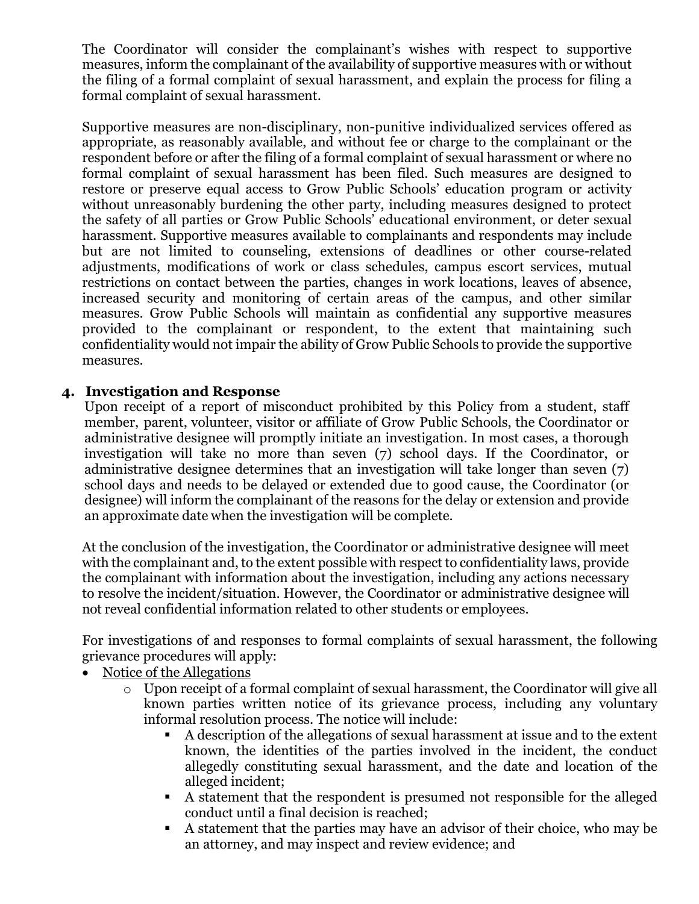The Coordinator will consider the complainant's wishes with respect to supportive measures, inform the complainant of the availability of supportive measures with or without the filing of a formal complaint of sexual harassment, and explain the process for filing a formal complaint of sexual harassment.

Supportive measures are non-disciplinary, non-punitive individualized services offered as appropriate, as reasonably available, and without fee or charge to the complainant or the respondent before or after the filing of a formal complaint of sexual harassment or where no formal complaint of sexual harassment has been filed. Such measures are designed to restore or preserve equal access to Grow Public Schools' education program or activity without unreasonably burdening the other party, including measures designed to protect the safety of all parties or Grow Public Schools' educational environment, or deter sexual harassment. Supportive measures available to complainants and respondents may include but are not limited to counseling, extensions of deadlines or other course-related adjustments, modifications of work or class schedules, campus escort services, mutual restrictions on contact between the parties, changes in work locations, leaves of absence, increased security and monitoring of certain areas of the campus, and other similar measures. Grow Public Schools will maintain as confidential any supportive measures provided to the complainant or respondent, to the extent that maintaining such confidentiality would not impair the ability of Grow Public Schools to provide the supportive measures.

## 4. Investigation and Response

Upon receipt of a report of misconduct prohibited by this Policy from a student, staff member, parent, volunteer, visitor or affiliate of Grow Public Schools, the Coordinator or administrative designee will promptly initiate an investigation. In most cases, a thorough investigation will take no more than seven (7) school days. If the Coordinator, or administrative designee determines that an investigation will take longer than seven (7) school days and needs to be delayed or extended due to good cause, the Coordinator (or designee) will inform the complainant of the reasons for the delay or extension and provide an approximate date when the investigation will be complete.

At the conclusion of the investigation, the Coordinator or administrative designee will meet with the complainant and, to the extent possible with respect to confidentiality laws, provide the complainant with information about the investigation, including any actions necessary to resolve the incident/situation. However, the Coordinator or administrative designee will not reveal confidential information related to other students or employees.

For investigations of and responses to formal complaints of sexual harassment, the following grievance procedures will apply:

- Notice of the Allegations
  - Upon receipt of a formal complaint of sexual harassment, the Coordinator will give all known parties written notice of its grievance process, including any voluntary informal resolution process. The notice will include:
    - A description of the allegations of sexual harassment at issue and to the extent known, the identities of the parties involved in the incident, the conduct allegedly constituting sexual harassment, and the date and location of the alleged incident;
    - A statement that the respondent is presumed not responsible for the alleged conduct until a final decision is reached;
    - A statement that the parties may have an advisor of their choice, who may be an attorney, and may inspect and review evidence; and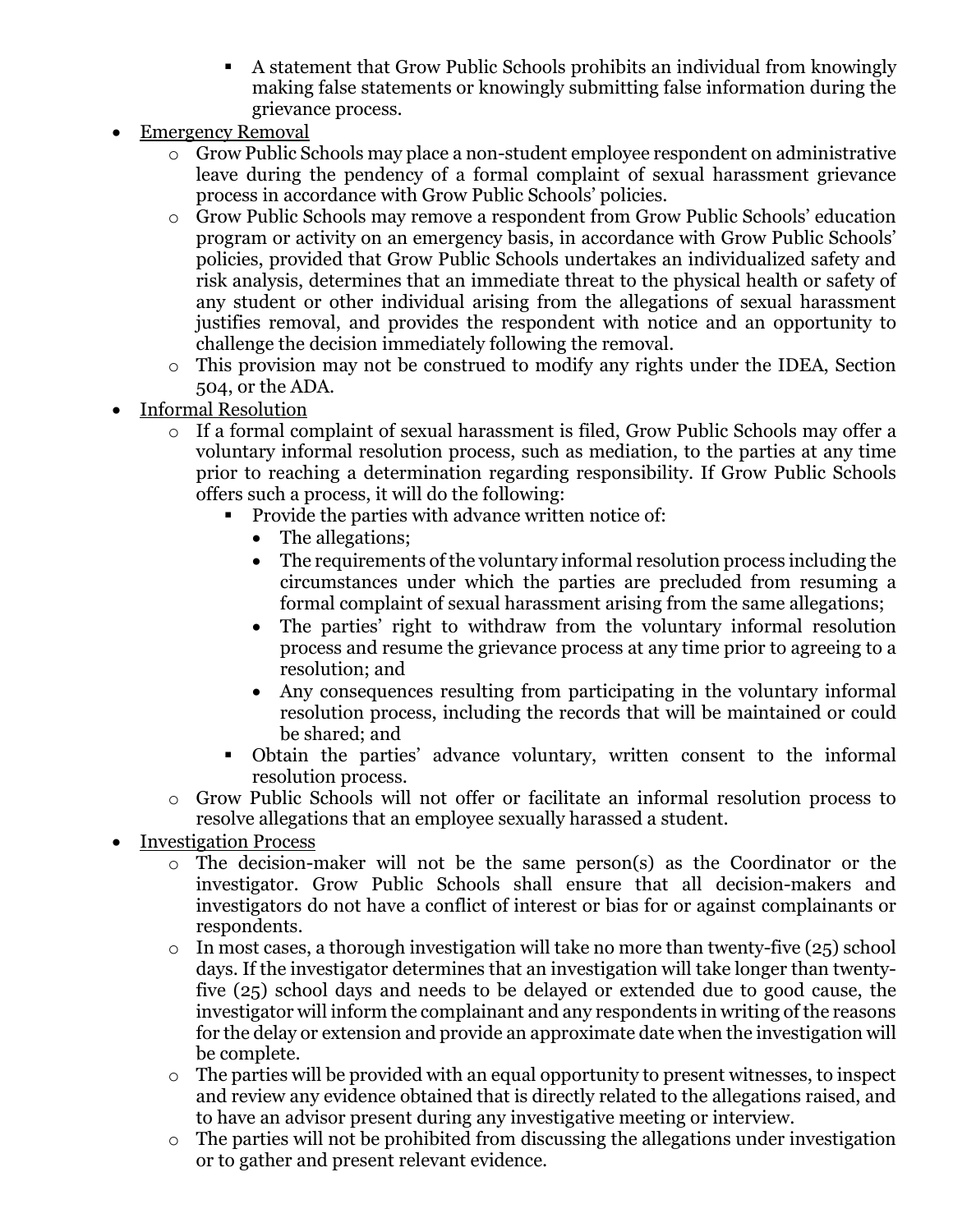- A statement that Grow Public Schools prohibits an individual from knowingly making false statements or knowingly submitting false information during the grievance process.

- <u>Emergency Removal</u>
    - Grow Public Schools may place a non-student employee respondent on administrative leave during the pendency of a formal complaint of sexual harassment grievance process in accordance with Grow Public Schools' policies.
    - Grow Public Schools may remove a respondent from Grow Public Schools' education program or activity on an emergency basis, in accordance with Grow Public Schools' policies, provided that Grow Public Schools undertakes an individualized safety and risk analysis, determines that an immediate threat to the physical health or safety of any student or other individual arising from the allegations of sexual harassment justifies removal, and provides the respondent with notice and an opportunity to challenge the decision immediately following the removal.
    - This provision may not be construed to modify any rights under the IDEA, Section 504, or the ADA.
- <u>Informal Resolution</u>
    - If a formal complaint of sexual harassment is filed, Grow Public Schools may offer a voluntary informal resolution process, such as mediation, to the parties at any time prior to reaching a determination regarding responsibility. If Grow Public Schools offers such a process, it will do the following:
        - Provide the parties with advance written notice of:
            - The allegations;
            - The requirements of the voluntary informal resolution process including the circumstances under which the parties are precluded from resuming a formal complaint of sexual harassment arising from the same allegations;
            - The parties' right to withdraw from the voluntary informal resolution process and resume the grievance process at any time prior to agreeing to a resolution; and
            - Any consequences resulting from participating in the voluntary informal resolution process, including the records that will be maintained or could be shared; and
        - Obtain the parties' advance voluntary, written consent to the informal resolution process.
    - Grow Public Schools will not offer or facilitate an informal resolution process to resolve allegations that an employee sexually harassed a student.
- <u>Investigation Process</u>
    - The decision-maker will not be the same person(s) as the Coordinator or the investigator. Grow Public Schools shall ensure that all decision-makers and investigators do not have a conflict of interest or bias for or against complainants or respondents.
    - In most cases, a thorough investigation will take no more than twenty-five (25) school days. If the investigator determines that an investigation will take longer than twenty-five (25) school days and needs to be delayed or extended due to good cause, the investigator will inform the complainant and any respondents in writing of the reasons for the delay or extension and provide an approximate date when the investigation will be complete.
    - The parties will be provided with an equal opportunity to present witnesses, to inspect and review any evidence obtained that is directly related to the allegations raised, and to have an advisor present during any investigative meeting or interview.
    - The parties will not be prohibited from discussing the allegations under investigation or to gather and present relevant evidence.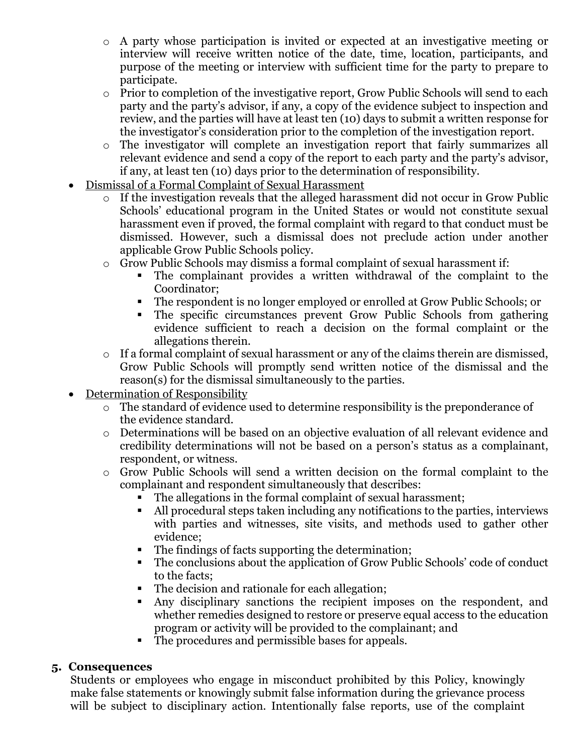- A party whose participation is invited or expected at an investigative meeting or interview will receive written notice of the date, time, location, participants, and purpose of the meeting or interview with sufficient time for the party to prepare to participate.
    - Prior to completion of the investigative report, Grow Public Schools will send to each party and the party's advisor, if any, a copy of the evidence subject to inspection and review, and the parties will have at least ten (10) days to submit a written response for the investigator's consideration prior to the completion of the investigation report.
    - The investigator will complete an investigation report that fairly summarizes all relevant evidence and send a copy of the report to each party and the party's advisor, if any, at least ten (10) days prior to the determination of responsibility.
- <u>Dismissal of a Formal Complaint of Sexual Harassment</u>
    - If the investigation reveals that the alleged harassment did not occur in Grow Public Schools' educational program in the United States or would not constitute sexual harassment even if proved, the formal complaint with regard to that conduct must be dismissed. However, such a dismissal does not preclude action under another applicable Grow Public Schools policy.
    - Grow Public Schools may dismiss a formal complaint of sexual harassment if:
        - The complainant provides a written withdrawal of the complaint to the Coordinator;
        - The respondent is no longer employed or enrolled at Grow Public Schools; or
        - The specific circumstances prevent Grow Public Schools from gathering evidence sufficient to reach a decision on the formal complaint or the allegations therein.
    - If a formal complaint of sexual harassment or any of the claims therein are dismissed, Grow Public Schools will promptly send written notice of the dismissal and the reason(s) for the dismissal simultaneously to the parties.
- <u>Determination of Responsibility</u>
    - The standard of evidence used to determine responsibility is the preponderance of the evidence standard.
    - Determinations will be based on an objective evaluation of all relevant evidence and credibility determinations will not be based on a person's status as a complainant, respondent, or witness.
    - Grow Public Schools will send a written decision on the formal complaint to the complainant and respondent simultaneously that describes:
        - The allegations in the formal complaint of sexual harassment;
        - All procedural steps taken including any notifications to the parties, interviews with parties and witnesses, site visits, and methods used to gather other evidence;
        - The findings of facts supporting the determination;
        - The conclusions about the application of Grow Public Schools' code of conduct to the facts;
        - The decision and rationale for each allegation;
        - Any disciplinary sanctions the recipient imposes on the respondent, and whether remedies designed to restore or preserve equal access to the education program or activity will be provided to the complainant; and
        - The procedures and permissible bases for appeals.

## 5. Consequences

Students or employees who engage in misconduct prohibited by this Policy, knowingly make false statements or knowingly submit false information during the grievance process will be subject to disciplinary action. Intentionally false reports, use of the complaint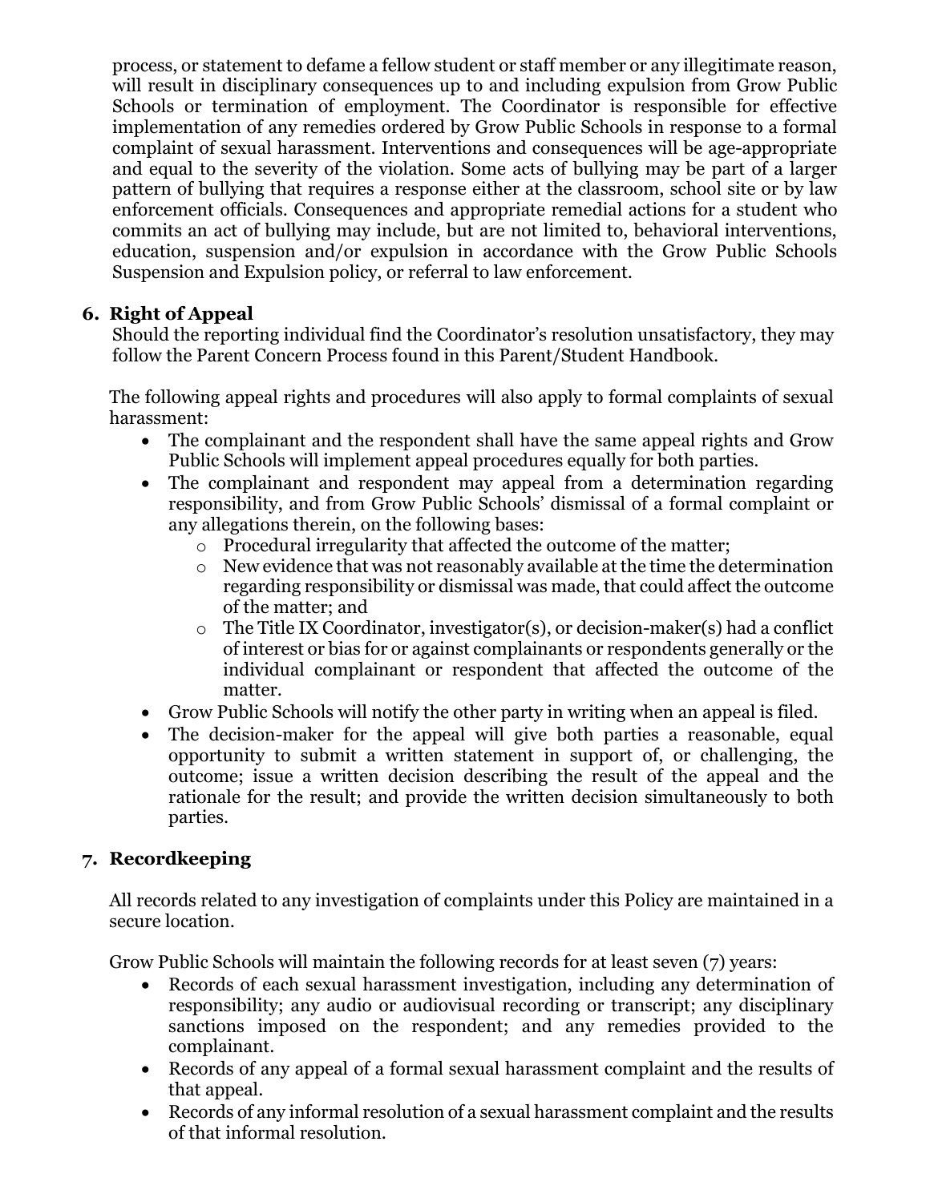process, or statement to defame a fellow student or staff member or any illegitimate reason, will result in disciplinary consequences up to and including expulsion from Grow Public Schools or termination of employment. The Coordinator is responsible for effective implementation of any remedies ordered by Grow Public Schools in response to a formal complaint of sexual harassment. Interventions and consequences will be age-appropriate and equal to the severity of the violation. Some acts of bullying may be part of a larger pattern of bullying that requires a response either at the classroom, school site or by law enforcement officials. Consequences and appropriate remedial actions for a student who commits an act of bullying may include, but are not limited to, behavioral interventions, education, suspension and/or expulsion in accordance with the Grow Public Schools Suspension and Expulsion policy, or referral to law enforcement.

**6. Right of Appeal**

Should the reporting individual find the Coordinator's resolution unsatisfactory, they may follow the Parent Concern Process found in this Parent/Student Handbook.

The following appeal rights and procedures will also apply to formal complaints of sexual harassment:

- The complainant and the respondent shall have the same appeal rights and Grow Public Schools will implement appeal procedures equally for both parties.
- The complainant and respondent may appeal from a determination regarding responsibility, and from Grow Public Schools' dismissal of a formal complaint or any allegations therein, on the following bases:
  - Procedural irregularity that affected the outcome of the matter;
  - New evidence that was not reasonably available at the time the determination regarding responsibility or dismissal was made, that could affect the outcome of the matter; and
  - The Title IX Coordinator, investigator(s), or decision-maker(s) had a conflict of interest or bias for or against complainants or respondents generally or the individual complainant or respondent that affected the outcome of the matter.
- Grow Public Schools will notify the other party in writing when an appeal is filed.
- The decision-maker for the appeal will give both parties a reasonable, equal opportunity to submit a written statement in support of, or challenging, the outcome; issue a written decision describing the result of the appeal and the rationale for the result; and provide the written decision simultaneously to both parties.

**7. Recordkeeping**

All records related to any investigation of complaints under this Policy are maintained in a secure location.

Grow Public Schools will maintain the following records for at least seven (7) years:

- Records of each sexual harassment investigation, including any determination of responsibility; any audio or audiovisual recording or transcript; any disciplinary sanctions imposed on the respondent; and any remedies provided to the complainant.
- Records of any appeal of a formal sexual harassment complaint and the results of that appeal.
- Records of any informal resolution of a sexual harassment complaint and the results of that informal resolution.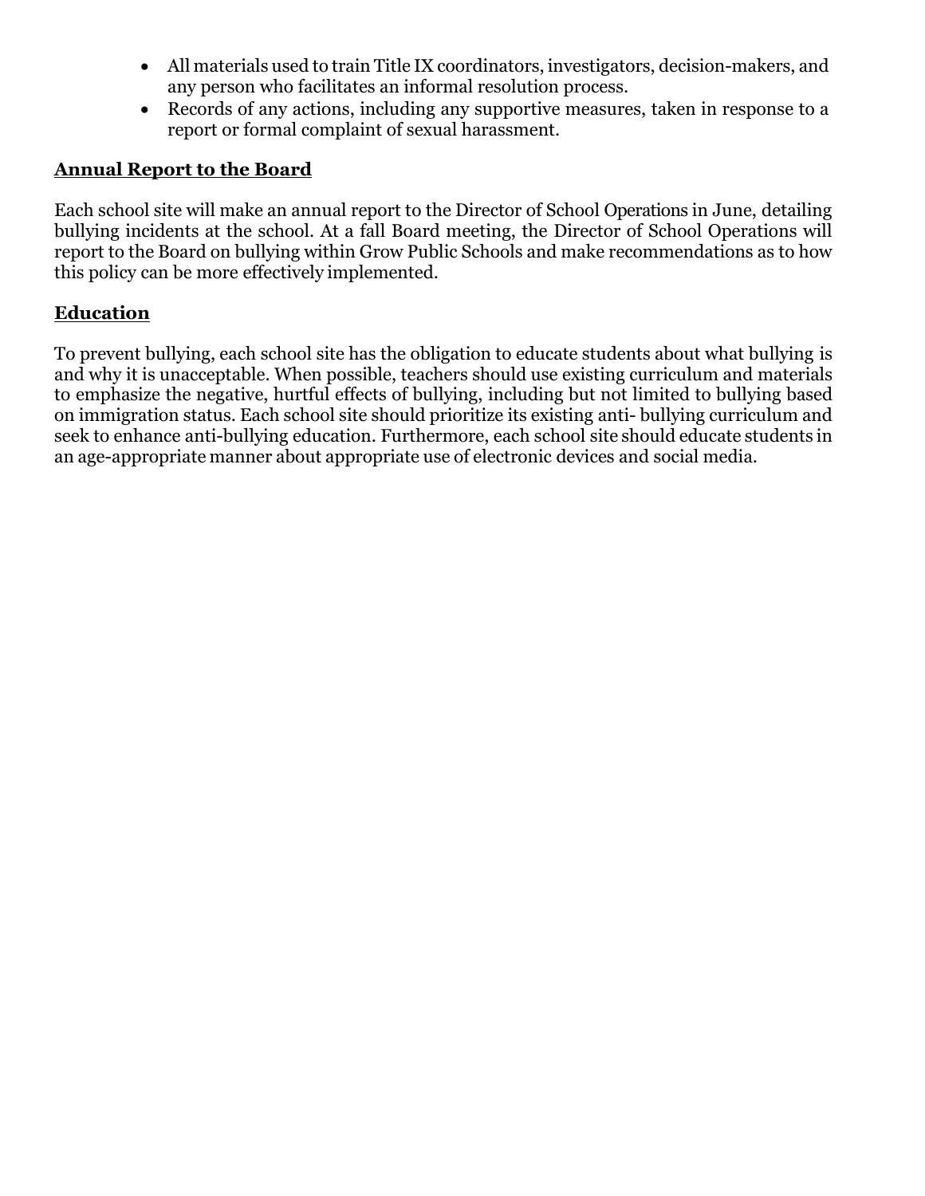- All materials used to train Title IX coordinators, investigators, decision-makers, and any person who facilitates an informal resolution process.
- Records of any actions, including any supportive measures, taken in response to a report or formal complaint of sexual harassment.

## Annual Report to the Board

Each school site will make an annual report to the Director of School Operations in June, detailing bullying incidents at the school. At a fall Board meeting, the Director of School Operations will report to the Board on bullying within Grow Public Schools and make recommendations as to how this policy can be more effectively implemented.

## Education

To prevent bullying, each school site has the obligation to educate students about what bullying is and why it is unacceptable. When possible, teachers should use existing curriculum and materials to emphasize the negative, hurtful effects of bullying, including but not limited to bullying based on immigration status. Each school site should prioritize its existing anti- bullying curriculum and seek to enhance anti-bullying education. Furthermore, each school site should educate students in an age-appropriate manner about appropriate use of electronic devices and social media.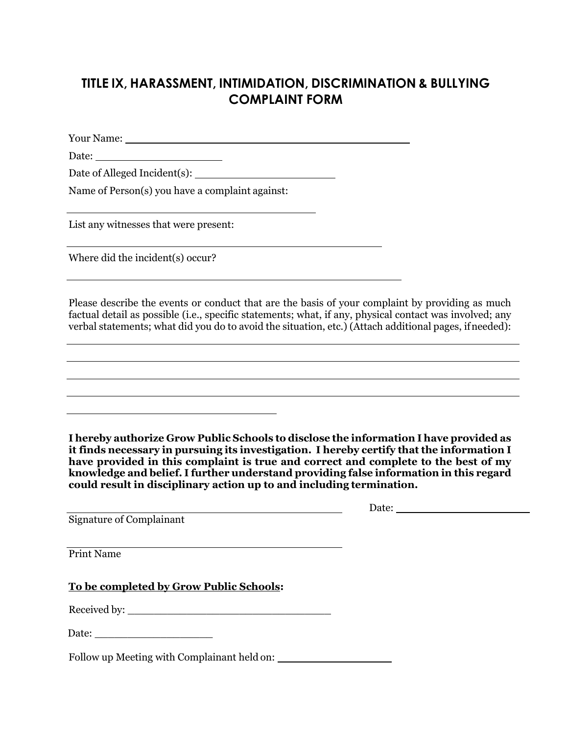# TITLE IX, HARASSMENT, INTIMIDATION, DISCRIMINATION & BULLYING COMPLAINT FORM

Your Name: ______________________________________________

Date: ____________________

Date of Alleged Incident(s): ______________________

Name of Person(s) you have a complaint against:

________________________________________

List any witnesses that were present:

__________________________________________________

Where did the incident(s) occur?

_____________________________________________________

Please describe the events or conduct that are the basis of your complaint by providing as much factual detail as possible (i.e., specific statements; what, if any, physical contact was involved; any verbal statements; what did you do to avoid the situation, etc.) (Attach additional pages, if needed):

________________________________________________________________________

________________________________________________________________________

________________________________________________________________________

________________________________________________________________________

____________________________

**I hereby authorize Grow Public Schools to disclose the information I have provided as it finds necessary in pursuing its investigation. I hereby certify that the information I have provided in this complaint is true and correct and complete to the best of my knowledge and belief. I further understand providing false information in this regard could result in disciplinary action up to and including termination.**

____________________________________________ Date: ____________________

Signature of Complainant

____________________________________________

Print Name

**<u>To be completed by Grow Public Schools</u>:**

Received by: ________________________________

Date: ___________________

Follow up Meeting with Complainant held on: __________________